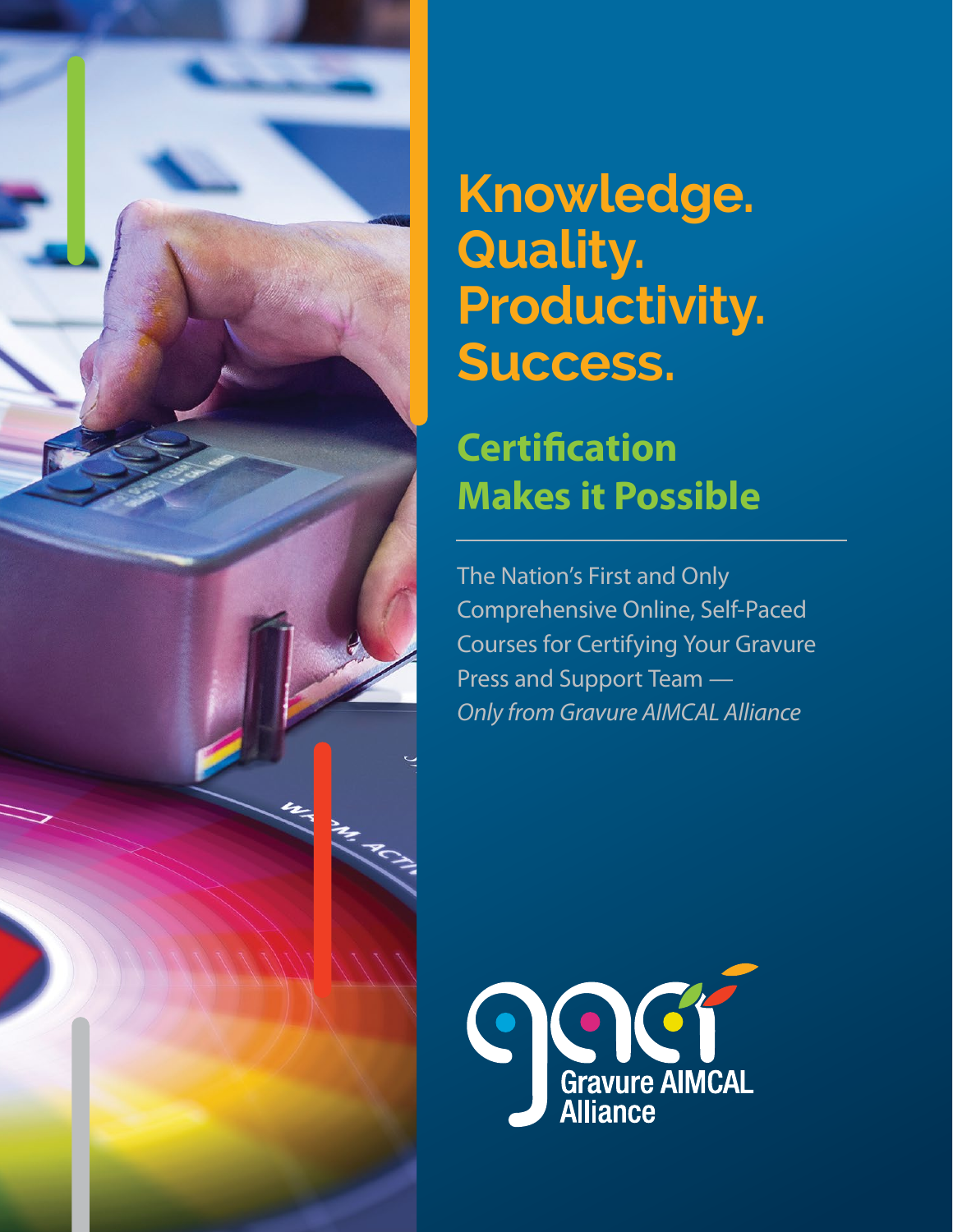# Knowledge. Quality. Productivity. Success.

## Certification Makes it Possible

---

The Nation's First and Only Comprehensive Online, Self-Paced Courses for Certifying Your Gravure Press and Support Team — *Only from Gravure AIMCAL Alliance*

Gravure AIMCAL Alliance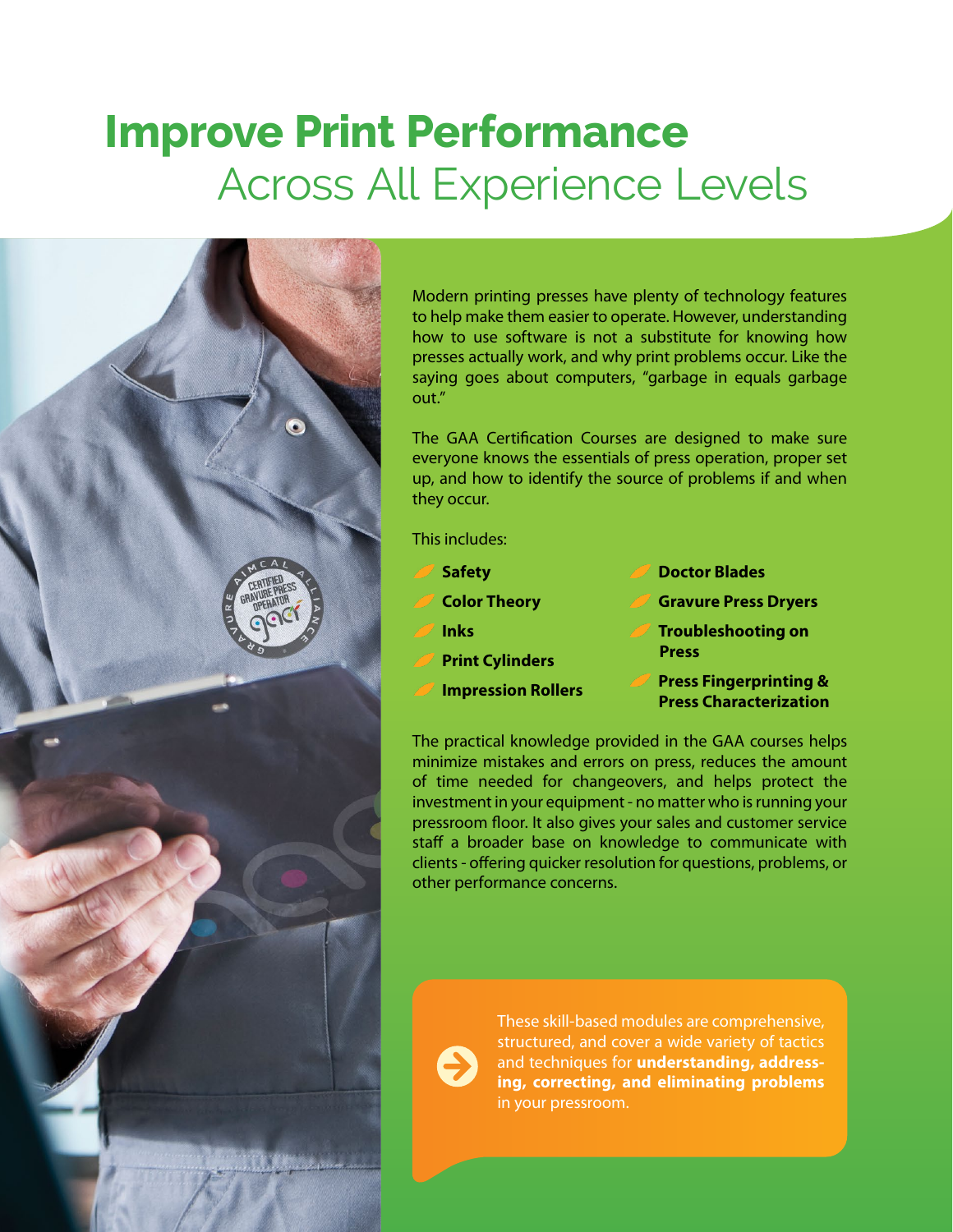# Improve Print Performance Across All Experience Levels

Modern printing presses have plenty of technology features to help make them easier to operate. However, understanding how to use software is not a substitute for knowing how presses actually work, and why print problems occur. Like the saying goes about computers, "garbage in equals garbage out."

The GAA Certification Courses are designed to make sure everyone knows the essentials of press operation, proper set up, and how to identify the source of problems if and when they occur.

This includes:

- **Safety**
- **Color Theory**
- **Inks**
- **Print Cylinders**
- **Impression Rollers**
- **Doctor Blades**
- **Gravure Press Dryers**
- **Troubleshooting on Press**
- **Press Fingerprinting & Press Characterization**

The practical knowledge provided in the GAA courses helps minimize mistakes and errors on press, reduces the amount of time needed for changeovers, and helps protect the investment in your equipment - no matter who is running your pressroom floor. It also gives your sales and customer service staff a broader base on knowledge to communicate with clients - offering quicker resolution for questions, problems, or other performance concerns.

These skill-based modules are comprehensive, structured, and cover a wide variety of tactics and techniques for **understanding, addressing, correcting, and eliminating problems** in your pressroom.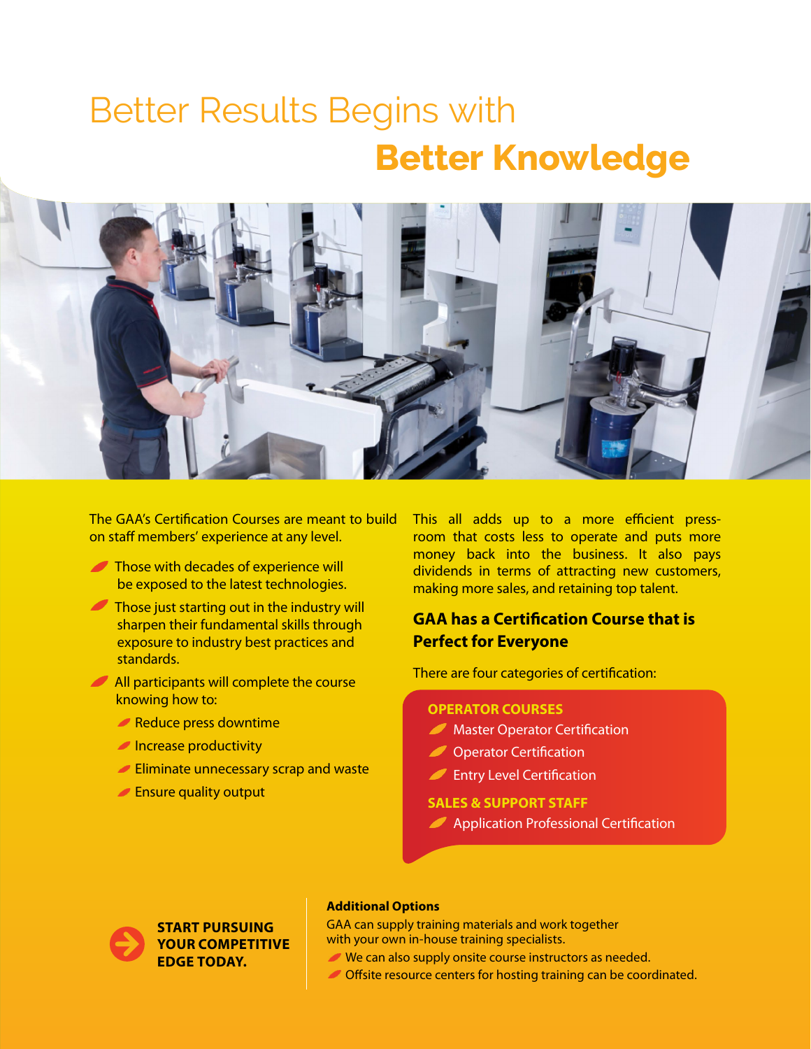# Better Results Begins with **Better Knowledge**

The GAA's Certification Courses are meant to build on staff members' experience at any level.

- Those with decades of experience will be exposed to the latest technologies.
- Those just starting out in the industry will sharpen their fundamental skills through exposure to industry best practices and standards.
- All participants will complete the course knowing how to:
  - Reduce press downtime
  - Increase productivity
  - Eliminate unnecessary scrap and waste
  - Ensure quality output

This all adds up to a more efficient press-room that costs less to operate and puts more money back into the business. It also pays dividends in terms of attracting new customers, making more sales, and retaining top talent.

## GAA has a Certification Course that is Perfect for Everyone

There are four categories of certification:

**OPERATOR COURSES**

- Master Operator Certification
- Operator Certification
- Entry Level Certification

**SALES & SUPPORT STAFF**

- Application Professional Certification

**START PURSUING YOUR COMPETITIVE EDGE TODAY.**

**Additional Options**

GAA can supply training materials and work together with your own in-house training specialists.

- We can also supply onsite course instructors as needed.
- Offsite resource centers for hosting training can be coordinated.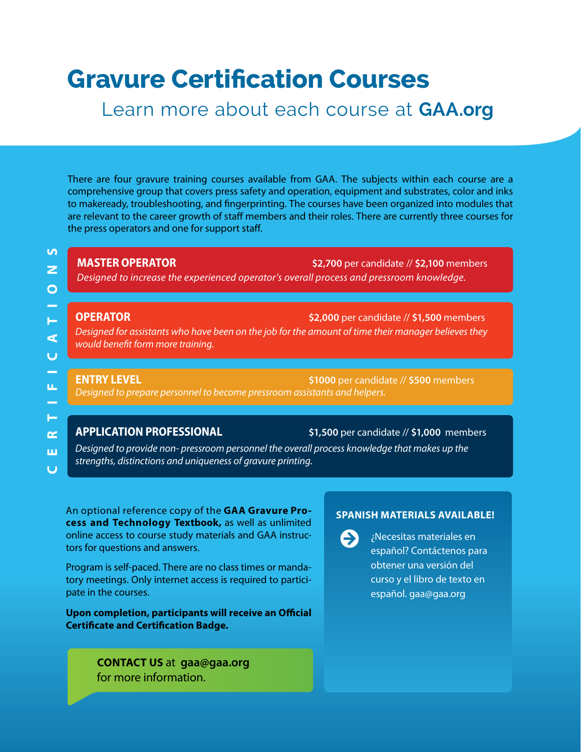# Gravure Certification Courses

Learn more about each course at **GAA.org**

There are four gravure training courses available from GAA. The subjects within each course are a comprehensive group that covers press safety and operation, equipment and substrates, color and inks to makeready, troubleshooting, and fingerprinting. The courses have been organized into modules that are relevant to the career growth of staff members and their roles. There are currently three courses for the press operators and one for support staff.

CERTIFICATIONS

**MASTER OPERATOR** — **$2,700** per candidate // **$2,100** members

*Designed to increase the experienced operator's overall process and pressroom knowledge.*

**OPERATOR** — **$2,000** per candidate // **$1,500** members

*Designed for assistants who have been on the job for the amount of time their manager believes they would benefit form more training.*

**ENTRY LEVEL** — **$1000** per candidate // **$500** members

*Designed to prepare personnel to become pressroom assistants and helpers.*

**APPLICATION PROFESSIONAL** — **$1,500** per candidate // **$1,000** members

*Designed to provide non- pressroom personnel the overall process knowledge that makes up the strengths, distinctions and uniqueness of gravure printing.*

An optional reference copy of the **GAA Gravure Process and Technology Textbook,** as well as unlimited online access to course study materials and GAA instructors for questions and answers.

Program is self-paced. There are no class times or mandatory meetings. Only internet access is required to participate in the courses.

**Upon completion, participants will receive an Official Certificate and Certification Badge.**

**CONTACT US** at **gaa@gaa.org** for more information.

**SPANISH MATERIALS AVAILABLE!**

¿Necesitas materiales en español? Contáctenos para obtener una versión del curso y el libro de texto en español. gaa@gaa.org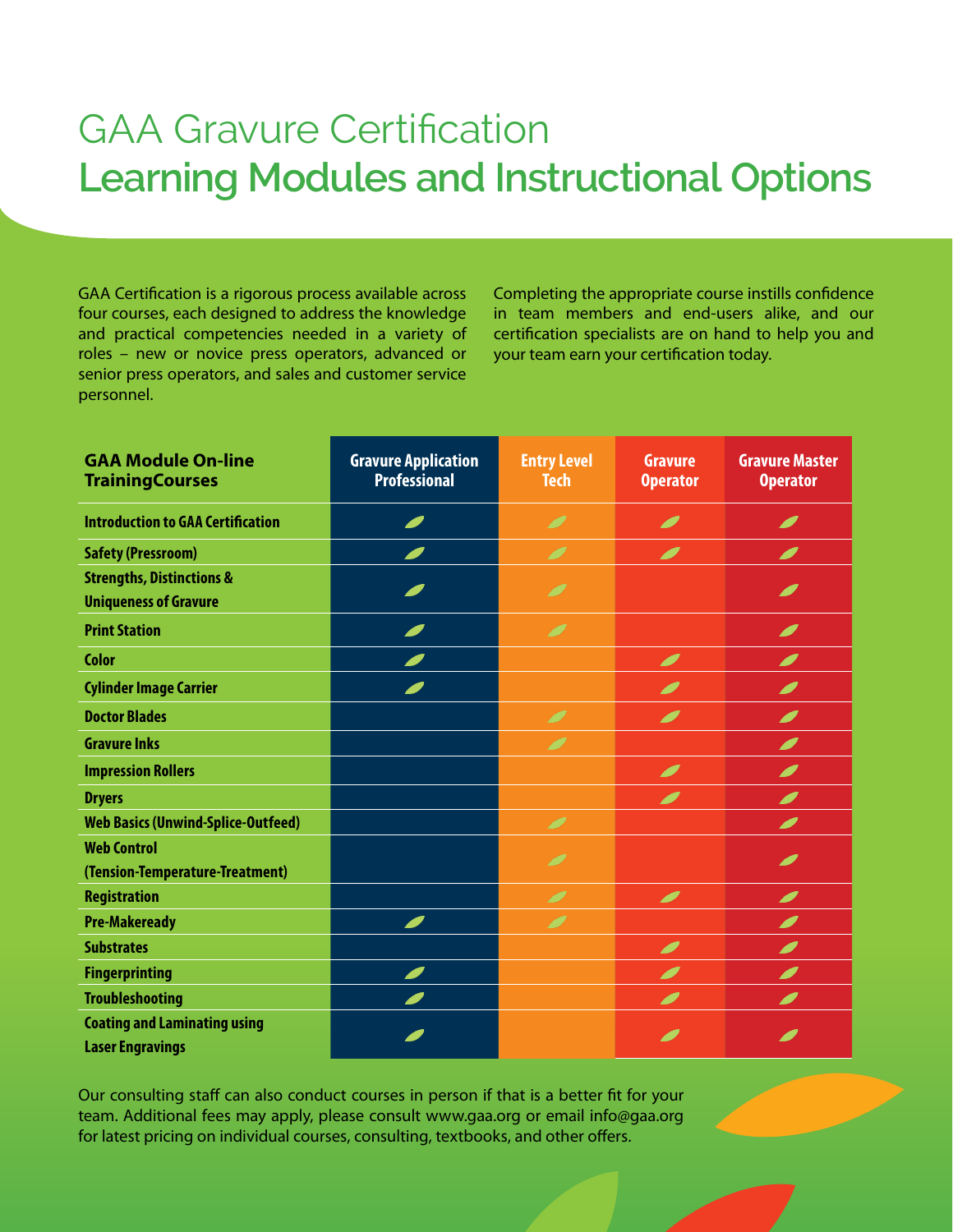# GAA Gravure Certification
## Learning Modules and Instructional Options

GAA Certification is a rigorous process available across four courses, each designed to address the knowledge and practical competencies needed in a variety of roles – new or novice press operators, advanced or senior press operators, and sales and customer service personnel.

Completing the appropriate course instills confidence in team members and end-users alike, and our certification specialists are on hand to help you and your team earn your certification today.

| GAA Module On-line TrainingCourses | Gravure Application Professional | Entry Level Tech | Gravure Operator | Gravure Master Operator |
|---|---|---|---|---|
| Introduction to GAA Certification | ✓ | ✓ | ✓ | ✓ |
| Safety (Pressroom) | ✓ | ✓ | ✓ | ✓ |
| Strengths, Distinctions & Uniqueness of Gravure | ✓ | ✓ | | ✓ |
| Print Station | ✓ | ✓ | | ✓ |
| Color | ✓ | | ✓ | ✓ |
| Cylinder Image Carrier | ✓ | | ✓ | ✓ |
| Doctor Blades | | ✓ | ✓ | ✓ |
| Gravure Inks | | ✓ | | ✓ |
| Impression Rollers | | | ✓ | ✓ |
| Dryers | | | ✓ | ✓ |
| Web Basics (Unwind-Splice-Outfeed) | | ✓ | | ✓ |
| Web Control (Tension-Temperature-Treatment) | | ✓ | | ✓ |
| Registration | | ✓ | ✓ | ✓ |
| Pre-Makeready | ✓ | ✓ | | ✓ |
| Substrates | | | ✓ | ✓ |
| Fingerprinting | ✓ | | ✓ | ✓ |
| Troubleshooting | ✓ | | ✓ | ✓ |
| Coating and Laminating using Laser Engravings | ✓ | | ✓ | ✓ |

Our consulting staff can also conduct courses in person if that is a better fit for your team. Additional fees may apply, please consult www.gaa.org or email info@gaa.org for latest pricing on individual courses, consulting, textbooks, and other offers.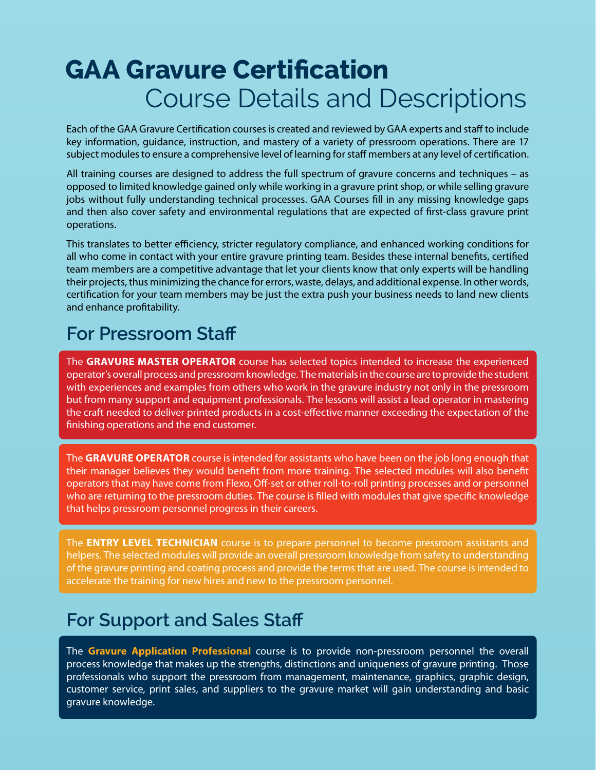# GAA Gravure Certification

## Course Details and Descriptions

Each of the GAA Gravure Certification courses is created and reviewed by GAA experts and staff to include key information, guidance, instruction, and mastery of a variety of pressroom operations. There are 17 subject modules to ensure a comprehensive level of learning for staff members at any level of certification.

All training courses are designed to address the full spectrum of gravure concerns and techniques – as opposed to limited knowledge gained only while working in a gravure print shop, or while selling gravure jobs without fully understanding technical processes. GAA Courses fill in any missing knowledge gaps and then also cover safety and environmental regulations that are expected of first-class gravure print operations.

This translates to better efficiency, stricter regulatory compliance, and enhanced working conditions for all who come in contact with your entire gravure printing team. Besides these internal benefits, certified team members are a competitive advantage that let your clients know that only experts will be handling their projects, thus minimizing the chance for errors, waste, delays, and additional expense. In other words, certification for your team members may be just the extra push your business needs to land new clients and enhance profitability.

## For Pressroom Staff

The **GRAVURE MASTER OPERATOR** course has selected topics intended to increase the experienced operator's overall process and pressroom knowledge. The materials in the course are to provide the student with experiences and examples from others who work in the gravure industry not only in the pressroom but from many support and equipment professionals. The lessons will assist a lead operator in mastering the craft needed to deliver printed products in a cost-effective manner exceeding the expectation of the finishing operations and the end customer.

The **GRAVURE OPERATOR** course is intended for assistants who have been on the job long enough that their manager believes they would benefit from more training. The selected modules will also benefit operators that may have come from Flexo, Off-set or other roll-to-roll printing processes and or personnel who are returning to the pressroom duties. The course is filled with modules that give specific knowledge that helps pressroom personnel progress in their careers.

The **ENTRY LEVEL TECHNICIAN** course is to prepare personnel to become pressroom assistants and helpers. The selected modules will provide an overall pressroom knowledge from safety to understanding of the gravure printing and coating process and provide the terms that are used. The course is intended to accelerate the training for new hires and new to the pressroom personnel.

## For Support and Sales Staff

The **Gravure Application Professional** course is to provide non-pressroom personnel the overall process knowledge that makes up the strengths, distinctions and uniqueness of gravure printing. Those professionals who support the pressroom from management, maintenance, graphics, graphic design, customer service, print sales, and suppliers to the gravure market will gain understanding and basic gravure knowledge.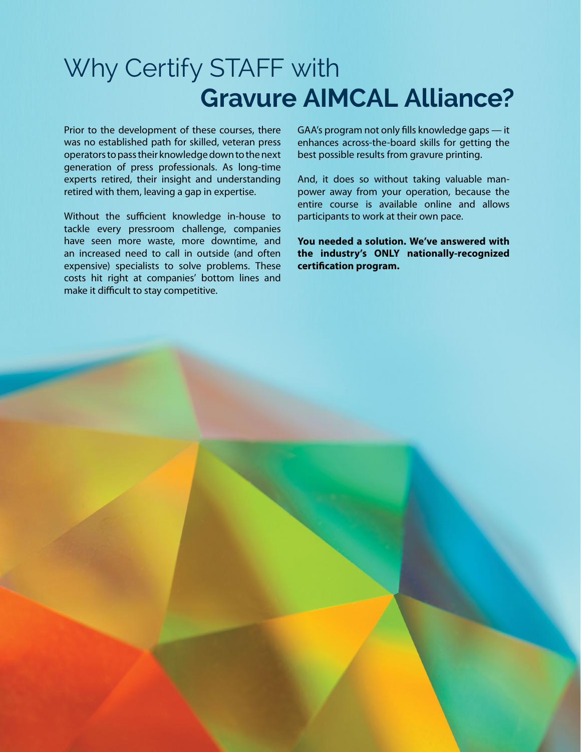# Why Certify STAFF with **Gravure AIMCAL Alliance?**

Prior to the development of these courses, there was no established path for skilled, veteran press operators to pass their knowledge down to the next generation of press professionals. As long-time experts retired, their insight and understanding retired with them, leaving a gap in expertise.

Without the sufficient knowledge in-house to tackle every pressroom challenge, companies have seen more waste, more downtime, and an increased need to call in outside (and often expensive) specialists to solve problems. These costs hit right at companies' bottom lines and make it difficult to stay competitive.

GAA's program not only fills knowledge gaps — it enhances across-the-board skills for getting the best possible results from gravure printing.

And, it does so without taking valuable man-power away from your operation, because the entire course is available online and allows participants to work at their own pace.

**You needed a solution. We've answered with the industry's ONLY nationally-recognized certification program.**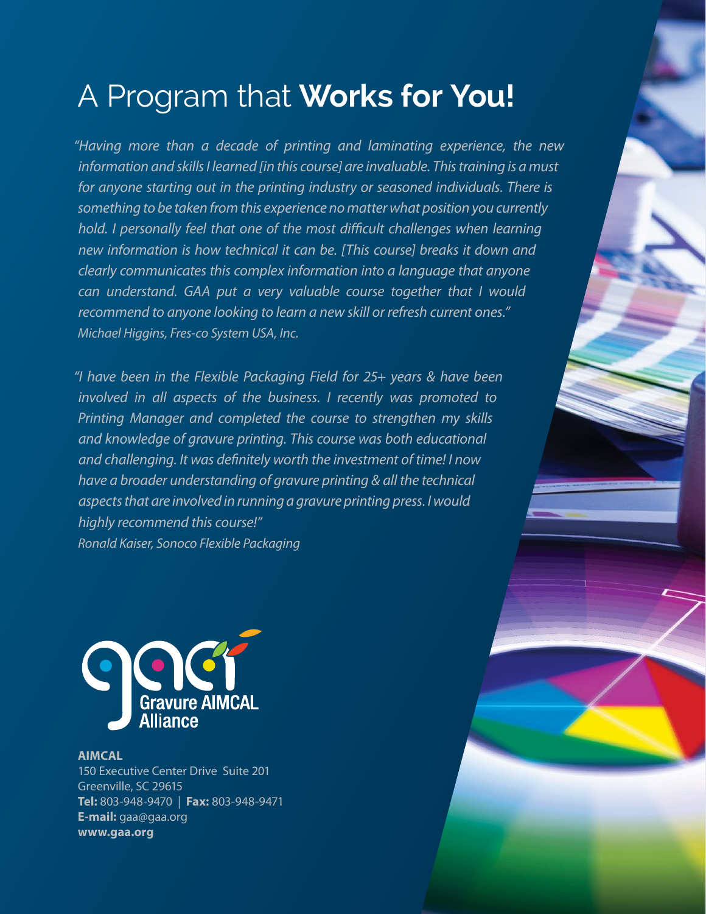# A Program that **Works for You!**

*"Having more than a decade of printing and laminating experience, the new information and skills I learned [in this course] are invaluable. This training is a must for anyone starting out in the printing industry or seasoned individuals. There is something to be taken from this experience no matter what position you currently hold. I personally feel that one of the most difficult challenges when learning new information is how technical it can be. [This course] breaks it down and clearly communicates this complex information into a language that anyone can understand. GAA put a very valuable course together that I would recommend to anyone looking to learn a new skill or refresh current ones."*
*Michael Higgins, Fres-co System USA, Inc.*

*"I have been in the Flexible Packaging Field for 25+ years & have been involved in all aspects of the business. I recently was promoted to Printing Manager and completed the course to strengthen my skills and knowledge of gravure printing. This course was both educational and challenging. It was definitely worth the investment of time! I now have a broader understanding of gravure printing & all the technical aspects that are involved in running a gravure printing press. I would highly recommend this course!"*
*Ronald Kaiser, Sonoco Flexible Packaging*

gaa Gravure AIMCAL Alliance

**AIMCAL**
150 Executive Center Drive Suite 201
Greenville, SC 29615
**Tel:** 803-948-9470 | **Fax:** 803-948-9471
**E-mail:** gaa@gaa.org
**www.gaa.org**